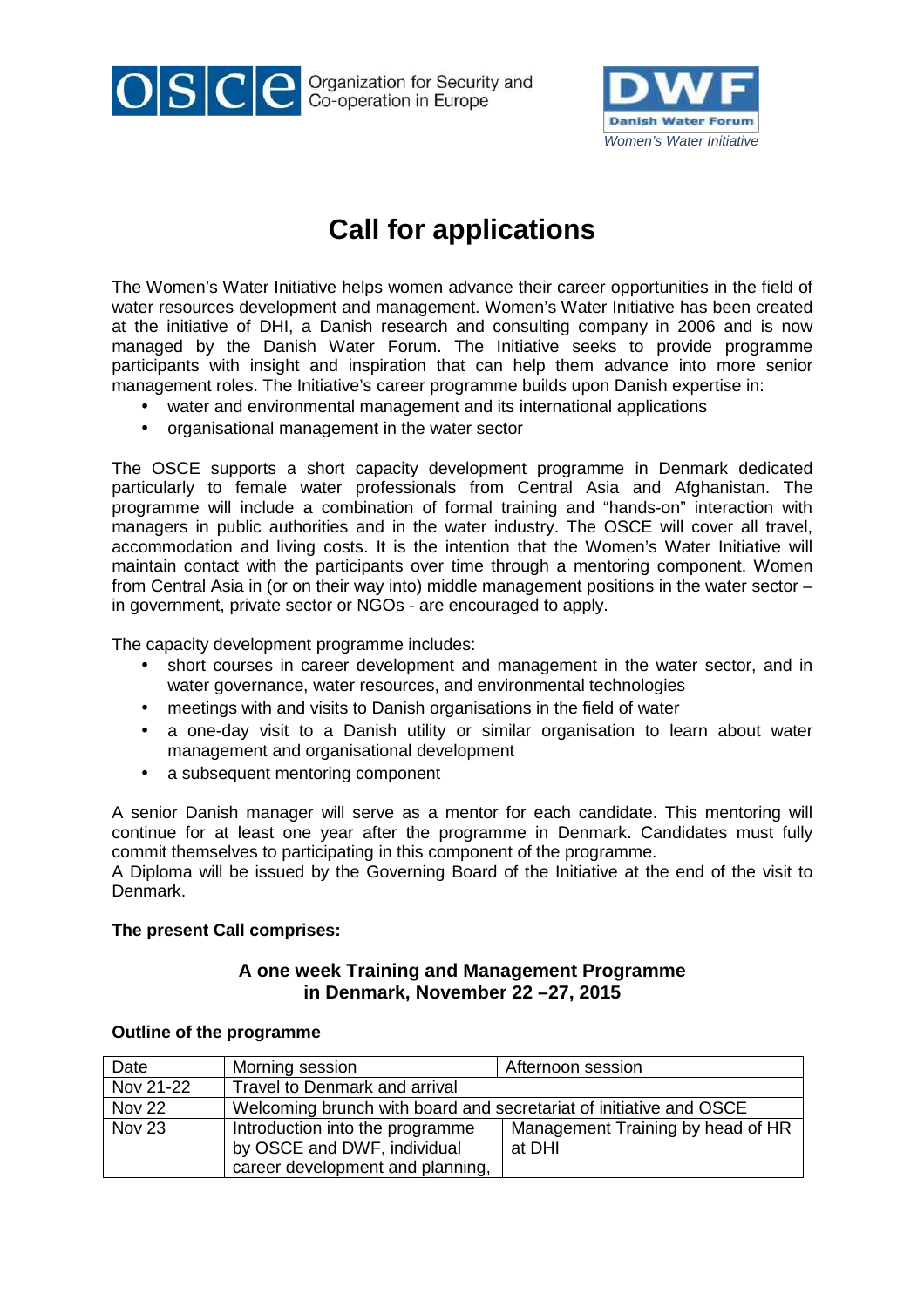OSCE Organization for Security and Co-operation in Europe

DWF Danish Water Forum
*Women's Water Initiative*

# Call for applications

The Women's Water Initiative helps women advance their career opportunities in the field of water resources development and management. Women's Water Initiative has been created at the initiative of DHI, a Danish research and consulting company in 2006 and is now managed by the Danish Water Forum. The Initiative seeks to provide programme participants with insight and inspiration that can help them advance into more senior management roles. The Initiative's career programme builds upon Danish expertise in:

- water and environmental management and its international applications
- organisational management in the water sector

The OSCE supports a short capacity development programme in Denmark dedicated particularly to female water professionals from Central Asia and Afghanistan. The programme will include a combination of formal training and "hands-on" interaction with managers in public authorities and in the water industry. The OSCE will cover all travel, accommodation and living costs. It is the intention that the Women's Water Initiative will maintain contact with the participants over time through a mentoring component. Women from Central Asia in (or on their way into) middle management positions in the water sector – in government, private sector or NGOs - are encouraged to apply.

The capacity development programme includes:

- short courses in career development and management in the water sector, and in water governance, water resources, and environmental technologies
- meetings with and visits to Danish organisations in the field of water
- a one-day visit to a Danish utility or similar organisation to learn about water management and organisational development
- a subsequent mentoring component

A senior Danish manager will serve as a mentor for each candidate. This mentoring will continue for at least one year after the programme in Denmark. Candidates must fully commit themselves to participating in this component of the programme.

A Diploma will be issued by the Governing Board of the Initiative at the end of the visit to Denmark.

**The present Call comprises:**

### A one week Training and Management Programme in Denmark, November 22 –27, 2015

**Outline of the programme**

| Date | Morning session | Afternoon session |
|---|---|---|
| Nov 21-22 | Travel to Denmark and arrival | |
| Nov 22 | Welcoming brunch with board and secretariat of initiative and OSCE | |
| Nov 23 | Introduction into the programme by OSCE and DWF, individual career development and planning, | Management Training by head of HR at DHI |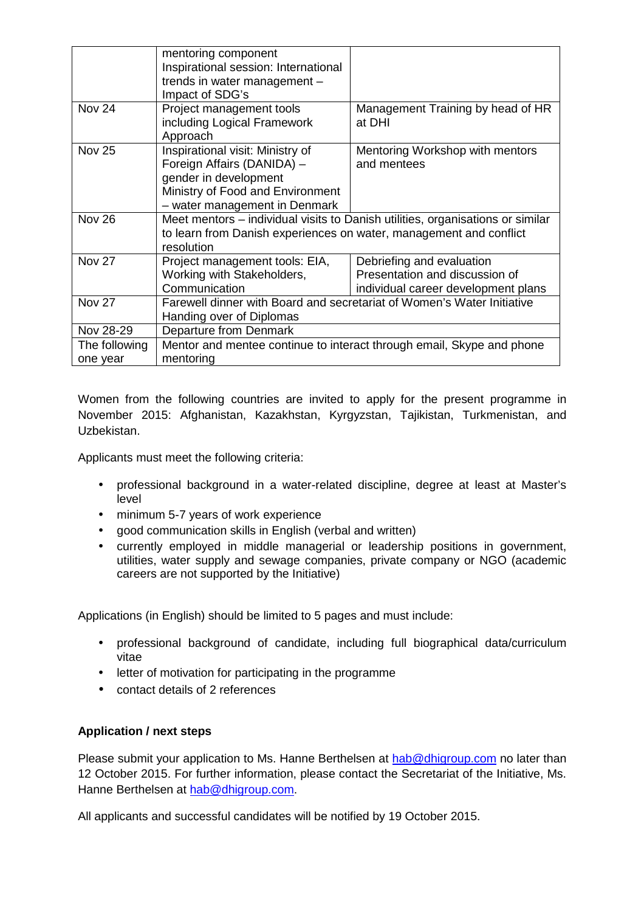| | | |
|---|---|---|
| | mentoring component<br>Inspirational session: International trends in water management – Impact of SDG's | |
| Nov 24 | Project management tools including Logical Framework Approach | Management Training by head of HR at DHI |
| Nov 25 | Inspirational visit: Ministry of Foreign Affairs (DANIDA) – gender in development<br>Ministry of Food and Environment – water management in Denmark | Mentoring Workshop with mentors and mentees |
| Nov 26 | Meet mentors – individual visits to Danish utilities, organisations or similar to learn from Danish experiences on water, management and conflict resolution | |
| Nov 27 | Project management tools: EIA, Working with Stakeholders, Communication | Debriefing and evaluation<br>Presentation and discussion of individual career development plans |
| Nov 27 | Farewell dinner with Board and secretariat of Women's Water Initiative<br>Handing over of Diplomas | |
| Nov 28-29 | Departure from Denmark | |
| The following one year | Mentor and mentee continue to interact through email, Skype and phone mentoring | |

Women from the following countries are invited to apply for the present programme in November 2015: Afghanistan, Kazakhstan, Kyrgyzstan, Tajikistan, Turkmenistan, and Uzbekistan.

Applicants must meet the following criteria:

- professional background in a water-related discipline, degree at least at Master's level
- minimum 5-7 years of work experience
- good communication skills in English (verbal and written)
- currently employed in middle managerial or leadership positions in government, utilities, water supply and sewage companies, private company or NGO (academic careers are not supported by the Initiative)

Applications (in English) should be limited to 5 pages and must include:

- professional background of candidate, including full biographical data/curriculum vitae
- letter of motivation for participating in the programme
- contact details of 2 references

**Application / next steps**

Please submit your application to Ms. Hanne Berthelsen at hab@dhigroup.com no later than 12 October 2015. For further information, please contact the Secretariat of the Initiative, Ms. Hanne Berthelsen at hab@dhigroup.com.

All applicants and successful candidates will be notified by 19 October 2015.